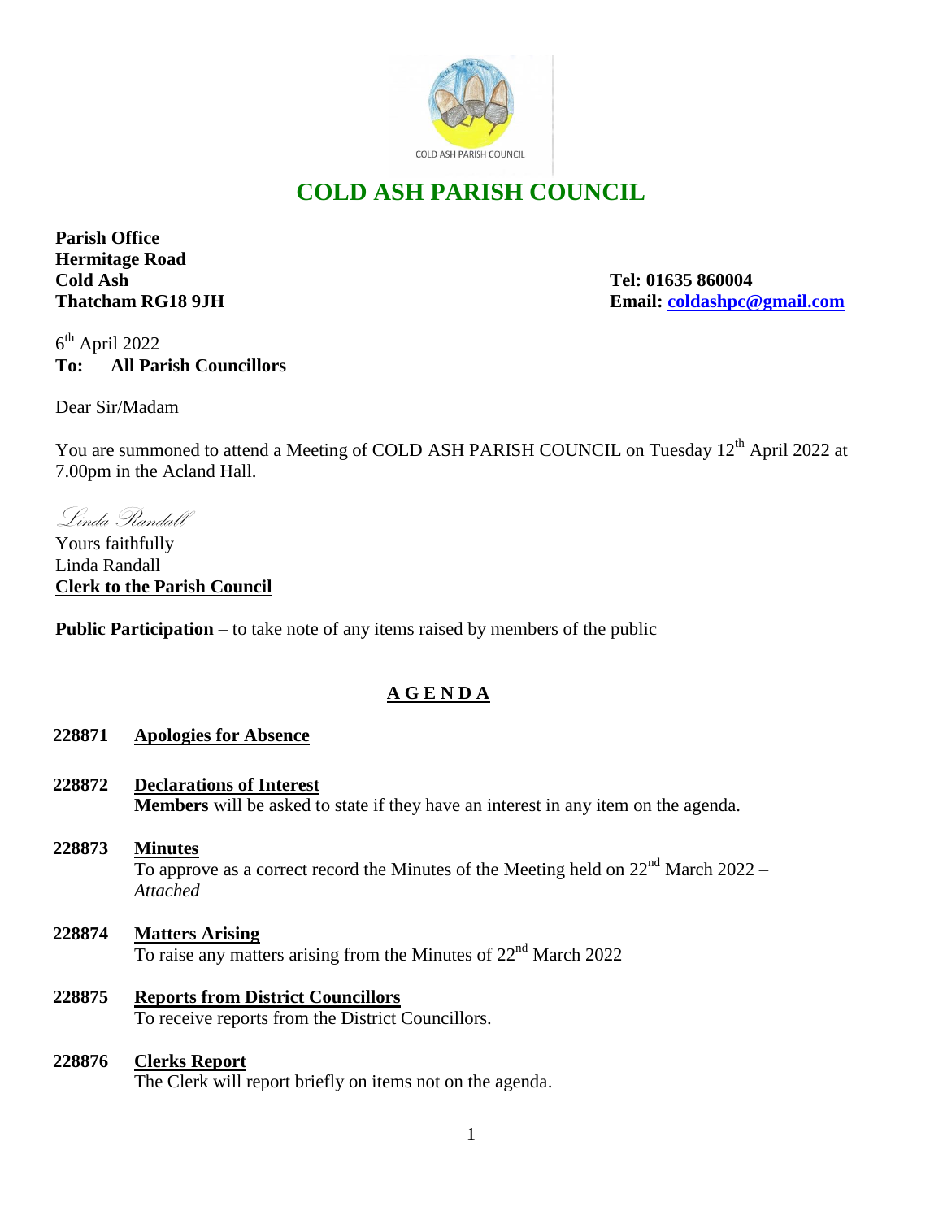# COLD ASH PARISH COUNCIL

**Parish Office**
**Hermitage Road**
**Cold Ash**
**Thatcham RG18 9JH**

**Tel: 01635 860004**
**Email: coldashpc@gmail.com**

6th April 2022
**To: All Parish Councillors**

Dear Sir/Madam

You are summoned to attend a Meeting of COLD ASH PARISH COUNCIL on Tuesday 12th April 2022 at 7.00pm in the Acland Hall.

*Linda Randall*

Yours faithfully
Linda Randall
**Clerk to the Parish Council**

**Public Participation** – to take note of any items raised by members of the public

## A G E N D A

**228871 Apologies for Absence**

**228872 Declarations of Interest**
**Members** will be asked to state if they have an interest in any item on the agenda.

**228873 Minutes**
To approve as a correct record the Minutes of the Meeting held on 22nd March 2022 – *Attached*

**228874 Matters Arising**
To raise any matters arising from the Minutes of 22nd March 2022

**228875 Reports from District Councillors**
To receive reports from the District Councillors.

**228876 Clerks Report**
The Clerk will report briefly on items not on the agenda.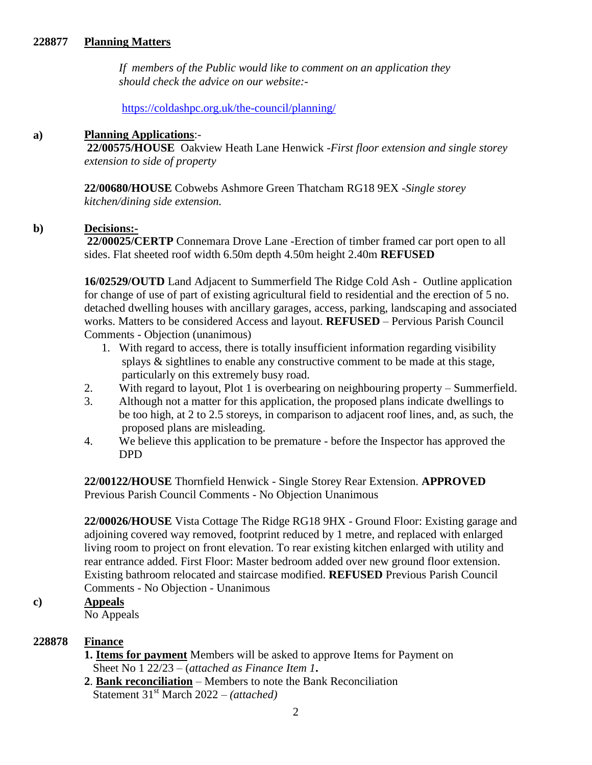**228877 Planning Matters**

*If members of the Public would like to comment on an application they should check the advice on our website:-*

https://coldashpc.org.uk/the-council/planning/

**a) Planning Applications**:-

**22/00575/HOUSE** Oakview Heath Lane Henwick -*First floor extension and single storey extension to side of property*

**22/00680/HOUSE** Cobwebs Ashmore Green Thatcham RG18 9EX -*Single storey kitchen/dining side extension.*

**b) Decisions:-**

**22/00025/CERTP** Connemara Drove Lane -Erection of timber framed car port open to all sides. Flat sheeted roof width 6.50m depth 4.50m height 2.40m **REFUSED**

**16/02529/OUTD** Land Adjacent to Summerfield The Ridge Cold Ash - Outline application for change of use of part of existing agricultural field to residential and the erection of 5 no. detached dwelling houses with ancillary garages, access, parking, landscaping and associated works. Matters to be considered Access and layout. **REFUSED** – Pervious Parish Council Comments - Objection (unanimous)

1. With regard to access, there is totally insufficient information regarding visibility splays & sightlines to enable any constructive comment to be made at this stage, particularly on this extremely busy road.
2. With regard to layout, Plot 1 is overbearing on neighbouring property – Summerfield.
3. Although not a matter for this application, the proposed plans indicate dwellings to be too high, at 2 to 2.5 storeys, in comparison to adjacent roof lines, and, as such, the proposed plans are misleading.
4. We believe this application to be premature - before the Inspector has approved the DPD

**22/00122/HOUSE** Thornfield Henwick - Single Storey Rear Extension. **APPROVED** Previous Parish Council Comments - No Objection Unanimous

**22/00026/HOUSE** Vista Cottage The Ridge RG18 9HX - Ground Floor: Existing garage and adjoining covered way removed, footprint reduced by 1 metre, and replaced with enlarged living room to project on front elevation. To rear existing kitchen enlarged with utility and rear entrance added. First Floor: Master bedroom added over new ground floor extension. Existing bathroom relocated and staircase modified. **REFUSED** Previous Parish Council Comments - No Objection - Unanimous

**c) Appeals**

No Appeals

**228878 Finance**

**1. Items for payment** Members will be asked to approve Items for Payment on Sheet No 1 22/23 – (*attached as Finance Item 1***.**

**2**. **Bank reconciliation** – Members to note the Bank Reconciliation Statement 31st March 2022 – *(attached)*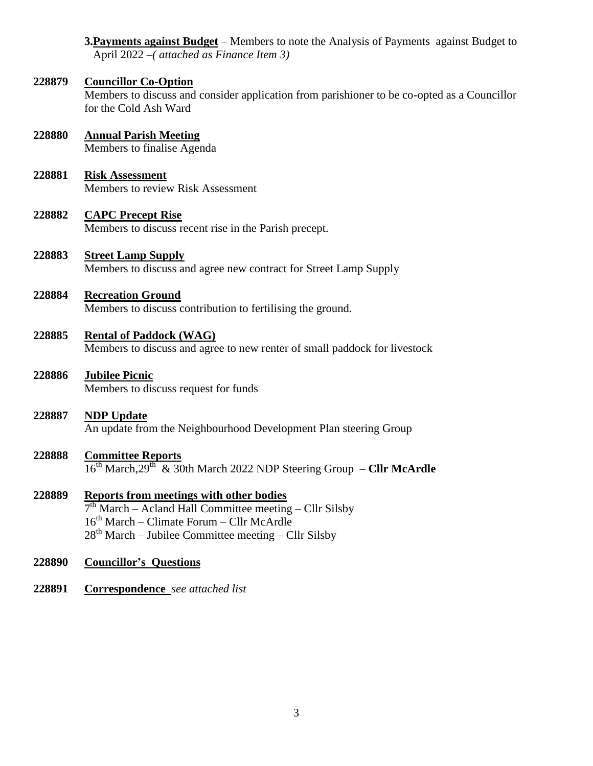**3. Payments against Budget** – Members to note the Analysis of Payments against Budget to April 2022 –*( attached as Finance Item 3)*

**228879 Councillor Co-Option**

Members to discuss and consider application from parishioner to be co-opted as a Councillor for the Cold Ash Ward

**228880 Annual Parish Meeting**

Members to finalise Agenda

**228881 Risk Assessment**

Members to review Risk Assessment

**228882 CAPC Precept Rise**

Members to discuss recent rise in the Parish precept.

**228883 Street Lamp Supply**

Members to discuss and agree new contract for Street Lamp Supply

**228884 Recreation Ground**

Members to discuss contribution to fertilising the ground.

**228885 Rental of Paddock (WAG)**

Members to discuss and agree to new renter of small paddock for livestock

**228886 Jubilee Picnic**

Members to discuss request for funds

**228887 NDP Update**

An update from the Neighbourhood Development Plan steering Group

**228888 Committee Reports**

16th March, 29th & 30th March 2022 NDP Steering Group – **Cllr McArdle**

**228889 Reports from meetings with other bodies**

7th March – Acland Hall Committee meeting – Cllr Silsby
16th March – Climate Forum – Cllr McArdle
28th March – Jubilee Committee meeting – Cllr Silsby

**228890 Councillor's Questions**

**228891 Correspondence** *see attached list*